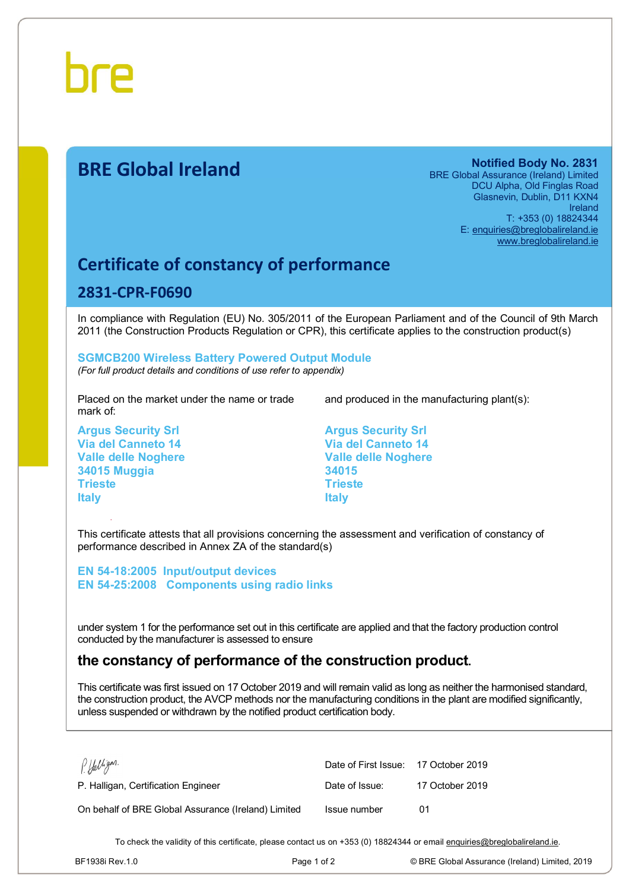bre

# BRE Global Ireland

**Notified Body No. 2831**
BRE Global Assurance (Ireland) Limited
DCU Alpha, Old Finglas Road
Glasnevin, Dublin, D11 KXN4
Ireland
T: +353 (0) 18824344
E: enquiries@breglobalireland.ie
www.breglobalireland.ie

## Certificate of constancy of performance

### 2831-CPR-F0690

In compliance with Regulation (EU) No. 305/2011 of the European Parliament and of the Council of 9th March 2011 (the Construction Products Regulation or CPR), this certificate applies to the construction product(s)

**SGMCB200 Wireless Battery Powered Output Module**
*(For full product details and conditions of use refer to appendix)*

Placed on the market under the name or trade mark of:

**Argus Security Srl**
**Via del Canneto 14**
**Valle delle Noghere**
**34015 Muggia**
**Trieste**
**Italy**

and produced in the manufacturing plant(s):

**Argus Security Srl**
**Via del Canneto 14**
**Valle delle Noghere**
**34015**
**Trieste**
**Italy**

This certificate attests that all provisions concerning the assessment and verification of constancy of performance described in Annex ZA of the standard(s)

**EN 54-18:2005 Input/output devices**
**EN 54-25:2008 Components using radio links**

under system 1 for the performance set out in this certificate are applied and that the factory production control conducted by the manufacturer is assessed to ensure

**the constancy of performance of the construction product.**

This certificate was first issued on 17 October 2019 and will remain valid as long as neither the harmonised standard, the construction product, the AVCP methods nor the manufacturing conditions in the plant are modified significantly, unless suspended or withdrawn by the notified product certification body.

P. Halligan.
P. Halligan, Certification Engineer

On behalf of BRE Global Assurance (Ireland) Limited

| | |
|---|---|
| Date of First Issue: | 17 October 2019 |
| Date of Issue: | 17 October 2019 |
| Issue number | 01 |

To check the validity of this certificate, please contact us on +353 (0) 18824344 or email enquiries@breglobalireland.ie.

BF1938i Rev.1.0 © BRE Global Assurance (Ireland) Limited, 2019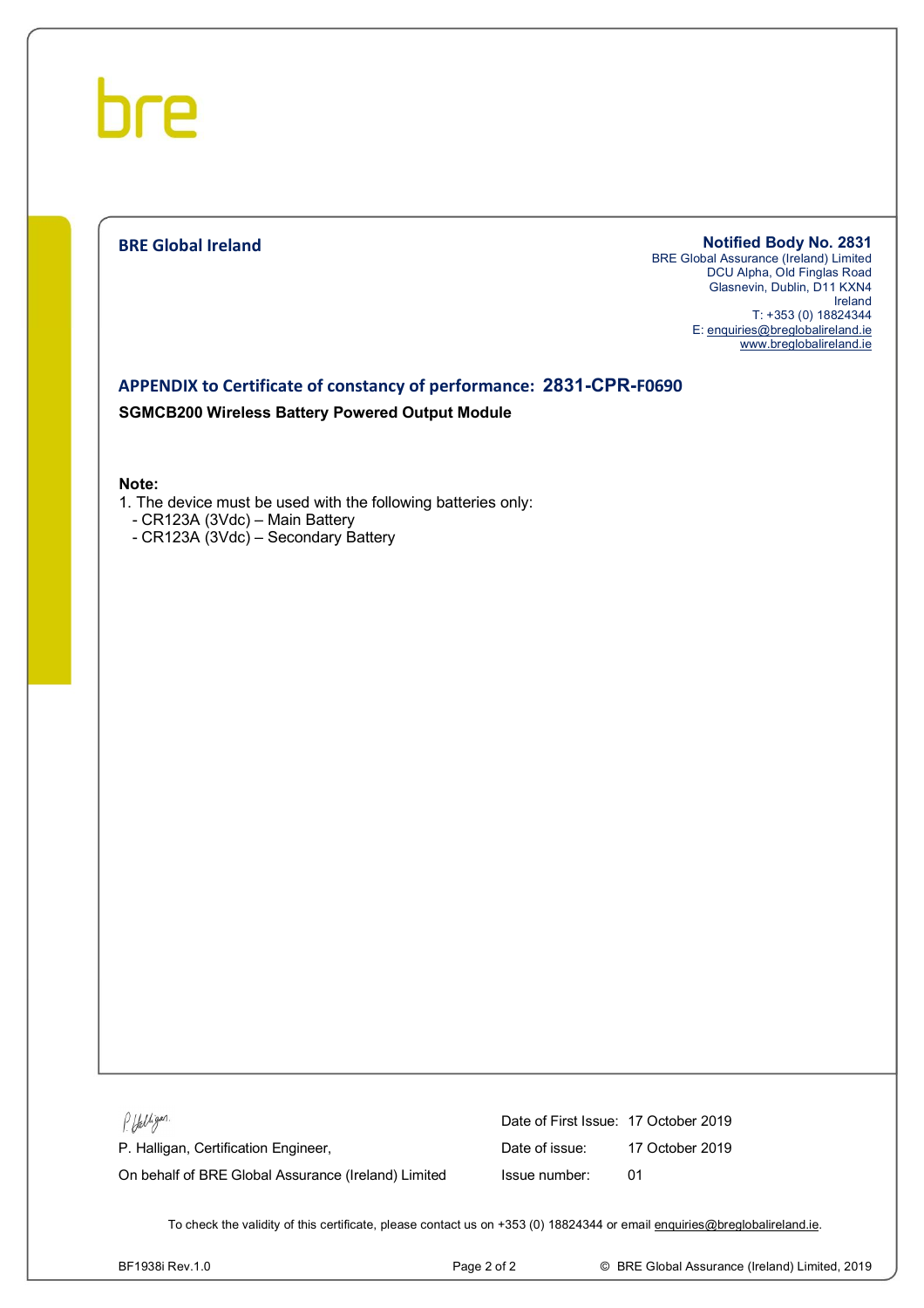bre

**BRE Global Ireland**

**Notified Body No. 2831**
BRE Global Assurance (Ireland) Limited
DCU Alpha, Old Finglas Road
Glasnevin, Dublin, D11 KXN4
Ireland
T: +353 (0) 18824344
E: enquiries@breglobalireland.ie
www.breglobalireland.ie

## APPENDIX to Certificate of constancy of performance: 2831-CPR-F0690

**SGMCB200 Wireless Battery Powered Output Module**

**Note:**

1. The device must be used with the following batteries only:
   - CR123A (3Vdc) – Main Battery
   - CR123A (3Vdc) – Secondary Battery

P. Halligan

P. Halligan, Certification Engineer,

On behalf of BRE Global Assurance (Ireland) Limited

| | |
|---|---|
| Date of First Issue: | 17 October 2019 |
| Date of issue: | 17 October 2019 |
| Issue number: | 01 |

To check the validity of this certificate, please contact us on +353 (0) 18824344 or email enquiries@breglobalireland.ie.

BF1938i Rev.1.0

© BRE Global Assurance (Ireland) Limited, 2019